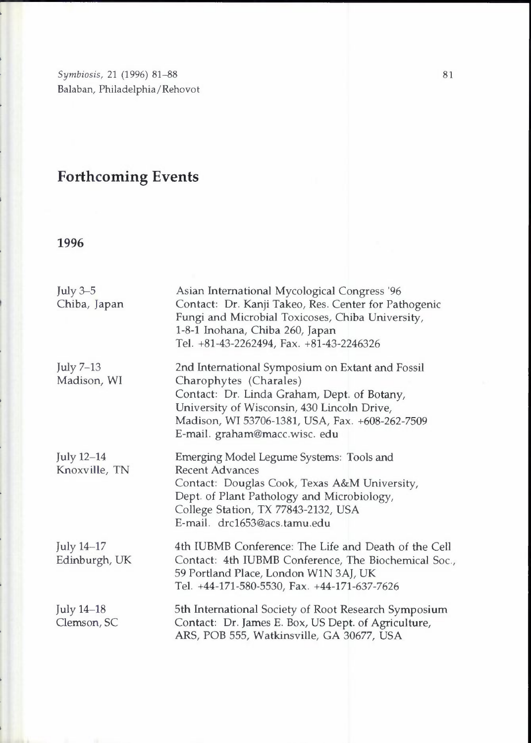# Forthcoming Events

## 1996

| | |
|---|---|
| July 3–5<br>Chiba, Japan | Asian International Mycological Congress '96<br>Contact: Dr. Kanji Takeo, Res. Center for Pathogenic Fungi and Microbial Toxicoses, Chiba University, 1-8-1 Inohana, Chiba 260, Japan<br>Tel. +81-43-2262494, Fax. +81-43-2246326 |
| July 7–13<br>Madison, WI | 2nd International Symposium on Extant and Fossil Charophytes (Charales)<br>Contact: Dr. Linda Graham, Dept. of Botany, University of Wisconsin, 430 Lincoln Drive, Madison, WI 53706-1381, USA, Fax. +608-262-7509<br>E-mail. graham@macc.wisc. edu |
| July 12–14<br>Knoxville, TN | Emerging Model Legume Systems: Tools and Recent Advances<br>Contact: Douglas Cook, Texas A&M University, Dept. of Plant Pathology and Microbiology, College Station, TX 77843-2132, USA<br>E-mail. drc1653@acs.tamu.edu |
| July 14–17<br>Edinburgh, UK | 4th IUBMB Conference: The Life and Death of the Cell<br>Contact: 4th IUBMB Conference, The Biochemical Soc., 59 Portland Place, London W1N 3AJ, UK<br>Tel. +44-171-580-5530, Fax. +44-171-637-7626 |
| July 14–18<br>Clemson, SC | 5th International Society of Root Research Symposium<br>Contact: Dr. James E. Box, US Dept. of Agriculture, ARS, POB 555, Watkinsville, GA 30677, USA |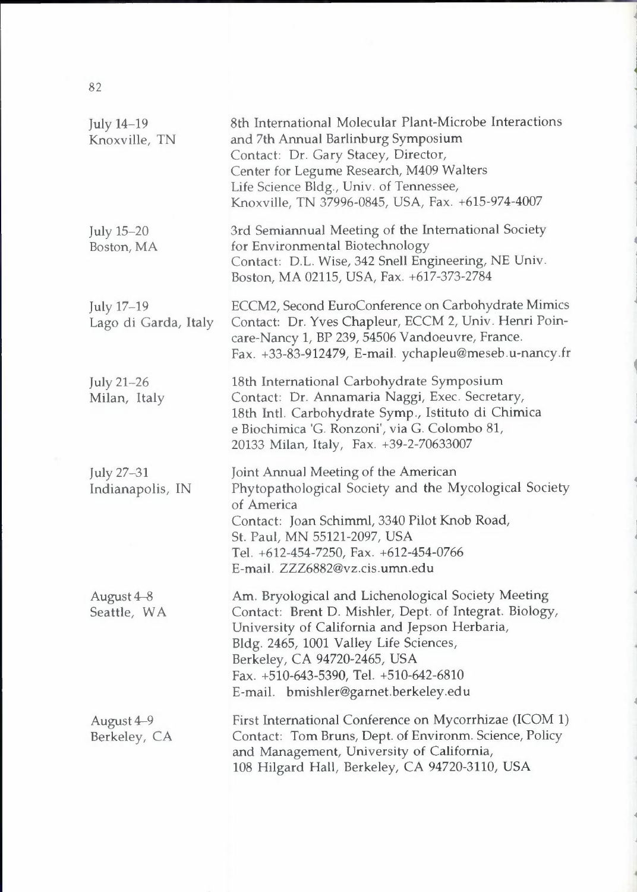| | |
|---|---|
| July 14–19<br>Knoxville, TN | 8th International Molecular Plant-Microbe Interactions and 7th Annual Barlinburg Symposium<br>Contact: Dr. Gary Stacey, Director, Center for Legume Research, M409 Walters Life Science Bldg., Univ. of Tennessee, Knoxville, TN 37996-0845, USA, Fax. +615-974-4007 |
| July 15–20<br>Boston, MA | 3rd Semiannual Meeting of the International Society for Environmental Biotechnology<br>Contact: D.L. Wise, 342 Snell Engineering, NE Univ. Boston, MA 02115, USA, Fax. +617-373-2784 |
| July 17–19<br>Lago di Garda, Italy | ECCM2, Second EuroConference on Carbohydrate Mimics<br>Contact: Dr. Yves Chapleur, ECCM 2, Univ. Henri Poincare-Nancy 1, BP 239, 54506 Vandoeuvre, France. Fax. +33-83-912479, E-mail. ychapleu@meseb.u-nancy.fr |
| July 21–26<br>Milan, Italy | 18th International Carbohydrate Symposium<br>Contact: Dr. Annamaria Naggi, Exec. Secretary, 18th Intl. Carbohydrate Symp., Istituto di Chimica e Biochimica 'G. Ronzoni', via G. Colombo 81, 20133 Milan, Italy, Fax. +39-2-70633007 |
| July 27–31<br>Indianapolis, IN | Joint Annual Meeting of the American Phytopathological Society and the Mycological Society of America<br>Contact: Joan Schimml, 3340 Pilot Knob Road, St. Paul, MN 55121-2097, USA<br>Tel. +612-454-7250, Fax. +612-454-0766<br>E-mail. ZZZ6882@vz.cis.umn.edu |
| August 4–8<br>Seattle, WA | Am. Bryological and Lichenological Society Meeting<br>Contact: Brent D. Mishler, Dept. of Integrat. Biology, University of California and Jepson Herbaria, Bldg. 2465, 1001 Valley Life Sciences, Berkeley, CA 94720-2465, USA<br>Fax. +510-643-5390, Tel. +510-642-6810<br>E-mail. bmishler@garnet.berkeley.edu |
| August 4–9<br>Berkeley, CA | First International Conference on Mycorrhizae (ICOM 1)<br>Contact: Tom Bruns, Dept. of Environm. Science, Policy and Management, University of California, 108 Hilgard Hall, Berkeley, CA 94720-3110, USA |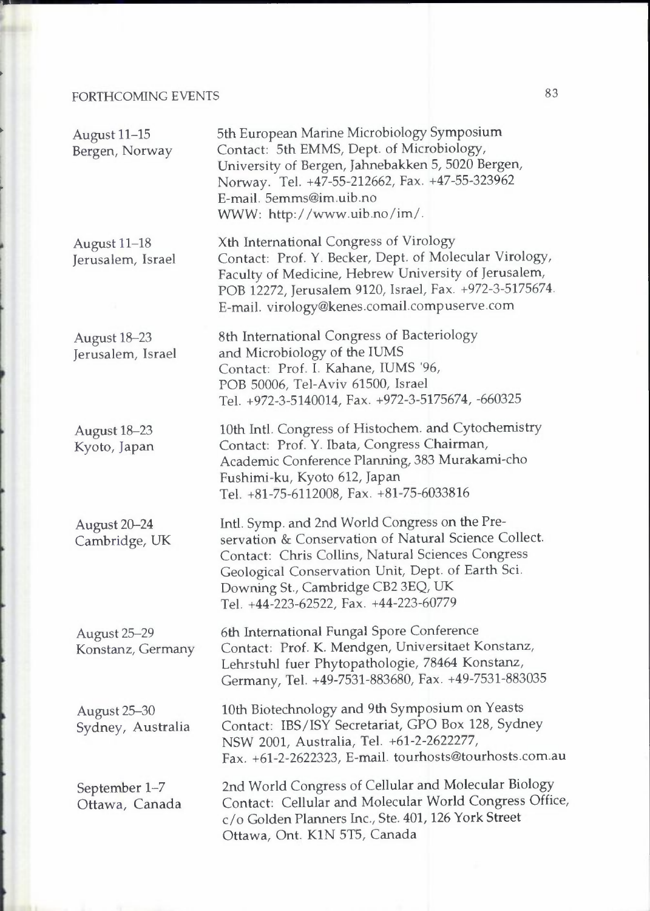| | |
|---|---|
| August 11–15<br>Bergen, Norway | 5th European Marine Microbiology Symposium<br>Contact: 5th EMMS, Dept. of Microbiology, University of Bergen, Jahnebakken 5, 5020 Bergen, Norway. Tel. +47-55-212662, Fax. +47-55-323962<br>E-mail. 5emms@im.uib.no<br>WWW: http://www.uib.no/im/. |
| August 11–18<br>Jerusalem, Israel | Xth International Congress of Virology<br>Contact: Prof. Y. Becker, Dept. of Molecular Virology, Faculty of Medicine, Hebrew University of Jerusalem, POB 12272, Jerusalem 9120, Israel, Fax. +972-3-5175674.<br>E-mail. virology@kenes.comail.compuserve.com |
| August 18–23<br>Jerusalem, Israel | 8th International Congress of Bacteriology and Microbiology of the IUMS<br>Contact: Prof. I. Kahane, IUMS '96, POB 50006, Tel-Aviv 61500, Israel<br>Tel. +972-3-5140014, Fax. +972-3-5175674, -660325 |
| August 18–23<br>Kyoto, Japan | 10th Intl. Congress of Histochem. and Cytochemistry<br>Contact: Prof. Y. Ibata, Congress Chairman, Academic Conference Planning, 383 Murakami-cho Fushimi-ku, Kyoto 612, Japan<br>Tel. +81-75-6112008, Fax. +81-75-6033816 |
| August 20–24<br>Cambridge, UK | Intl. Symp. and 2nd World Congress on the Preservation & Conservation of Natural Science Collect.<br>Contact: Chris Collins, Natural Sciences Congress Geological Conservation Unit, Dept. of Earth Sci. Downing St., Cambridge CB2 3EQ, UK<br>Tel. +44-223-62522, Fax. +44-223-60779 |
| August 25–29<br>Konstanz, Germany | 6th International Fungal Spore Conference<br>Contact: Prof. K. Mendgen, Universitaet Konstanz, Lehrstuhl fuer Phytopathologie, 78464 Konstanz, Germany, Tel. +49-7531-883680, Fax. +49-7531-883035 |
| August 25–30<br>Sydney, Australia | 10th Biotechnology and 9th Symposium on Yeasts<br>Contact: IBS/ISY Secretariat, GPO Box 128, Sydney NSW 2001, Australia, Tel. +61-2-2622277,<br>Fax. +61-2-2622323, E-mail. tourhosts@tourhosts.com.au |
| September 1–7<br>Ottawa, Canada | 2nd World Congress of Cellular and Molecular Biology<br>Contact: Cellular and Molecular World Congress Office, c/o Golden Planners Inc., Ste. 401, 126 York Street Ottawa, Ont. K1N 5T5, Canada |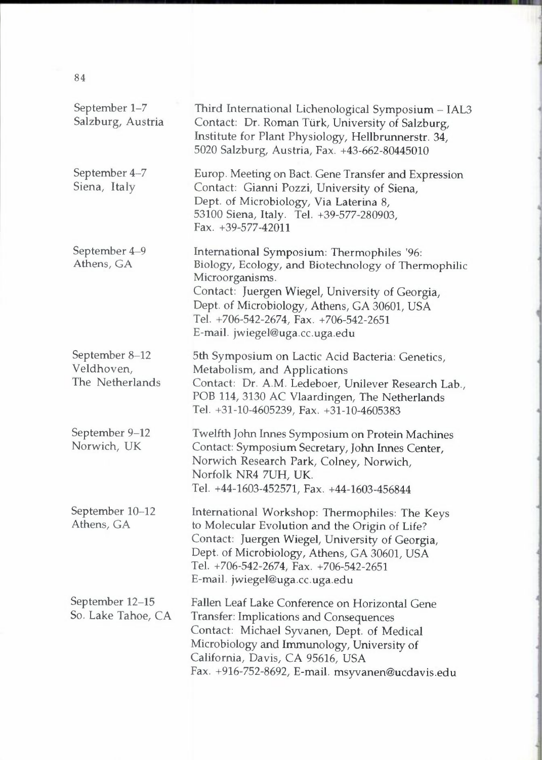| | |
|---|---|
| September 1–7<br>Salzburg, Austria | Third International Lichenological Symposium – IAL3<br>Contact: Dr. Roman Türk, University of Salzburg, Institute for Plant Physiology, Hellbrunnerstr. 34, 5020 Salzburg, Austria, Fax. +43-662-80445010 |
| September 4–7<br>Siena, Italy | Europ. Meeting on Bact. Gene Transfer and Expression<br>Contact: Gianni Pozzi, University of Siena, Dept. of Microbiology, Via Laterina 8, 53100 Siena, Italy. Tel. +39-577-280903, Fax. +39-577-42011 |
| September 4–9<br>Athens, GA | International Symposium: Thermophiles '96: Biology, Ecology, and Biotechnology of Thermophilic Microorganisms.<br>Contact: Juergen Wiegel, University of Georgia, Dept. of Microbiology, Athens, GA 30601, USA<br>Tel. +706-542-2674, Fax. +706-542-2651<br>E-mail. jwiegel@uga.cc.uga.edu |
| September 8–12<br>Veldhoven, The Netherlands | 5th Symposium on Lactic Acid Bacteria: Genetics, Metabolism, and Applications<br>Contact: Dr. A.M. Ledeboer, Unilever Research Lab., POB 114, 3130 AC Vlaardingen, The Netherlands<br>Tel. +31-10-4605239, Fax. +31-10-4605383 |
| September 9–12<br>Norwich, UK | Twelfth John Innes Symposium on Protein Machines<br>Contact: Symposium Secretary, John Innes Center, Norwich Research Park, Colney, Norwich, Norfolk NR4 7UH, UK.<br>Tel. +44-1603-452571, Fax. +44-1603-456844 |
| September 10–12<br>Athens, GA | International Workshop: Thermophiles: The Keys to Molecular Evolution and the Origin of Life?<br>Contact: Juergen Wiegel, University of Georgia, Dept. of Microbiology, Athens, GA 30601, USA<br>Tel. +706-542-2674, Fax. +706-542-2651<br>E-mail. jwiegel@uga.cc.uga.edu |
| September 12–15<br>So. Lake Tahoe, CA | Fallen Leaf Lake Conference on Horizontal Gene Transfer: Implications and Consequences<br>Contact: Michael Syvanen, Dept. of Medical Microbiology and Immunology, University of California, Davis, CA 95616, USA<br>Fax. +916-752-8692, E-mail. msyvanen@ucdavis.edu |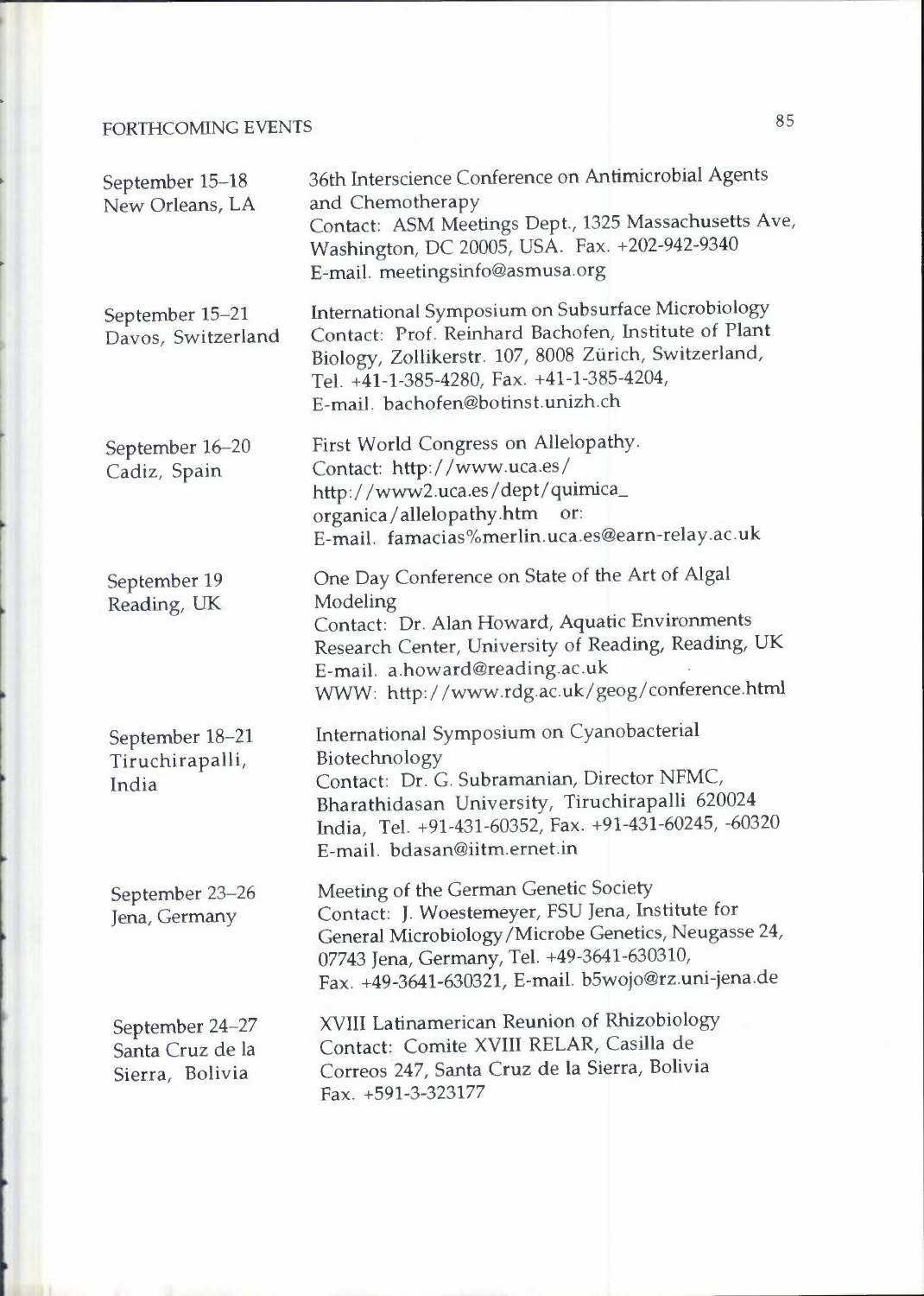| | |
|---|---|
| September 15–18<br>New Orleans, LA | 36th Interscience Conference on Antimicrobial Agents and Chemotherapy<br>Contact: ASM Meetings Dept., 1325 Massachusetts Ave, Washington, DC 20005, USA. Fax. +202-942-9340<br>E-mail. meetingsinfo@asmusa.org |
| September 15–21<br>Davos, Switzerland | International Symposium on Subsurface Microbiology<br>Contact: Prof. Reinhard Bachofen, Institute of Plant Biology, Zollikerstr. 107, 8008 Zürich, Switzerland, Tel. +41-1-385-4280, Fax. +41-1-385-4204,<br>E-mail. bachofen@botinst.unizh.ch |
| September 16–20<br>Cadiz, Spain | First World Congress on Allelopathy.<br>Contact: http://www.uca.es/<br>http://www2.uca.es/dept/quimica_organica/allelopathy.htm or:<br>E-mail. famacias%merlin.uca.es@earn-relay.ac.uk |
| September 19<br>Reading, UK | One Day Conference on State of the Art of Algal Modeling<br>Contact: Dr. Alan Howard, Aquatic Environments Research Center, University of Reading, Reading, UK<br>E-mail. a.howard@reading.ac.uk<br>WWW: http://www.rdg.ac.uk/geog/conference.html |
| September 18–21<br>Tiruchirapalli, India | International Symposium on Cyanobacterial Biotechnology<br>Contact: Dr. G. Subramanian, Director NFMC, Bharathidasan University, Tiruchirapalli 620024 India, Tel. +91-431-60352, Fax. +91-431-60245, -60320<br>E-mail. bdasan@iitm.ernet.in |
| September 23–26<br>Jena, Germany | Meeting of the German Genetic Society<br>Contact: J. Woestemeyer, FSU Jena, Institute for General Microbiology/Microbe Genetics, Neugasse 24, 07743 Jena, Germany, Tel. +49-3641-630310,<br>Fax. +49-3641-630321, E-mail. b5wojo@rz.uni-jena.de |
| September 24–27<br>Santa Cruz de la Sierra, Bolivia | XVIII Latinamerican Reunion of Rhizobiology<br>Contact: Comite XVIII RELAR, Casilla de Correos 247, Santa Cruz de la Sierra, Bolivia<br>Fax. +591-3-323177 |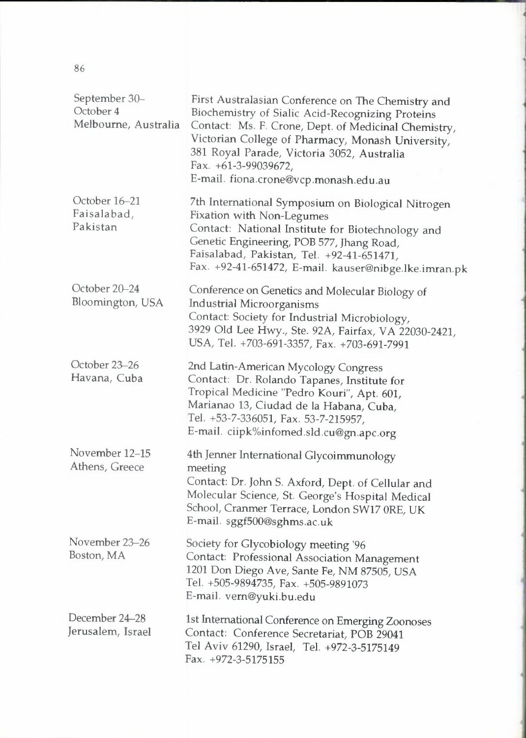| | |
|---|---|
| September 30–<br>October 4<br>Melbourne, Australia | First Australasian Conference on The Chemistry and Biochemistry of Sialic Acid-Recognizing Proteins<br>Contact: Ms. F. Crone, Dept. of Medicinal Chemistry, Victorian College of Pharmacy, Monash University, 381 Royal Parade, Victoria 3052, Australia<br>Fax. +61-3-99039672,<br>E-mail. fiona.crone@vcp.monash.edu.au |
| October 16–21<br>Faisalabad,<br>Pakistan | 7th International Symposium on Biological Nitrogen Fixation with Non-Legumes<br>Contact: National Institute for Biotechnology and Genetic Engineering, POB 577, Jhang Road, Faisalabad, Pakistan, Tel. +92-41-651471,<br>Fax. +92-41-651472, E-mail. kauser@nibge.lke.imran.pk |
| October 20–24<br>Bloomington, USA | Conference on Genetics and Molecular Biology of Industrial Microorganisms<br>Contact: Society for Industrial Microbiology, 3929 Old Lee Hwy., Ste. 92A, Fairfax, VA 22030-2421, USA, Tel. +703-691-3357, Fax. +703-691-7991 |
| October 23–26<br>Havana, Cuba | 2nd Latin-American Mycology Congress<br>Contact: Dr. Rolando Tapanes, Institute for Tropical Medicine "Pedro Kouri", Apt. 601, Marianao 13, Ciudad de la Habana, Cuba,<br>Tel. +53-7-336051, Fax. 53-7-215957,<br>E-mail. ciipk%infomed.sld.cu@gn.apc.org |
| November 12–15<br>Athens, Greece | 4th Jenner International Glycoimmunology meeting<br>Contact: Dr. John S. Axford, Dept. of Cellular and Molecular Science, St. George's Hospital Medical School, Cranmer Terrace, London SW17 0RE, UK<br>E-mail. sggf500@sghms.ac.uk |
| November 23–26<br>Boston, MA | Society for Glycobiology meeting '96<br>Contact: Professional Association Management 1201 Don Diego Ave, Sante Fe, NM 87505, USA<br>Tel. +505-9894735, Fax. +505-9891073<br>E-mail. vern@yuki.bu.edu |
| December 24–28<br>Jerusalem, Israel | 1st International Conference on Emerging Zoonoses<br>Contact: Conference Secretariat, POB 29041<br>Tel Aviv 61290, Israel, Tel. +972-3-5175149<br>Fax. +972-3-5175155 |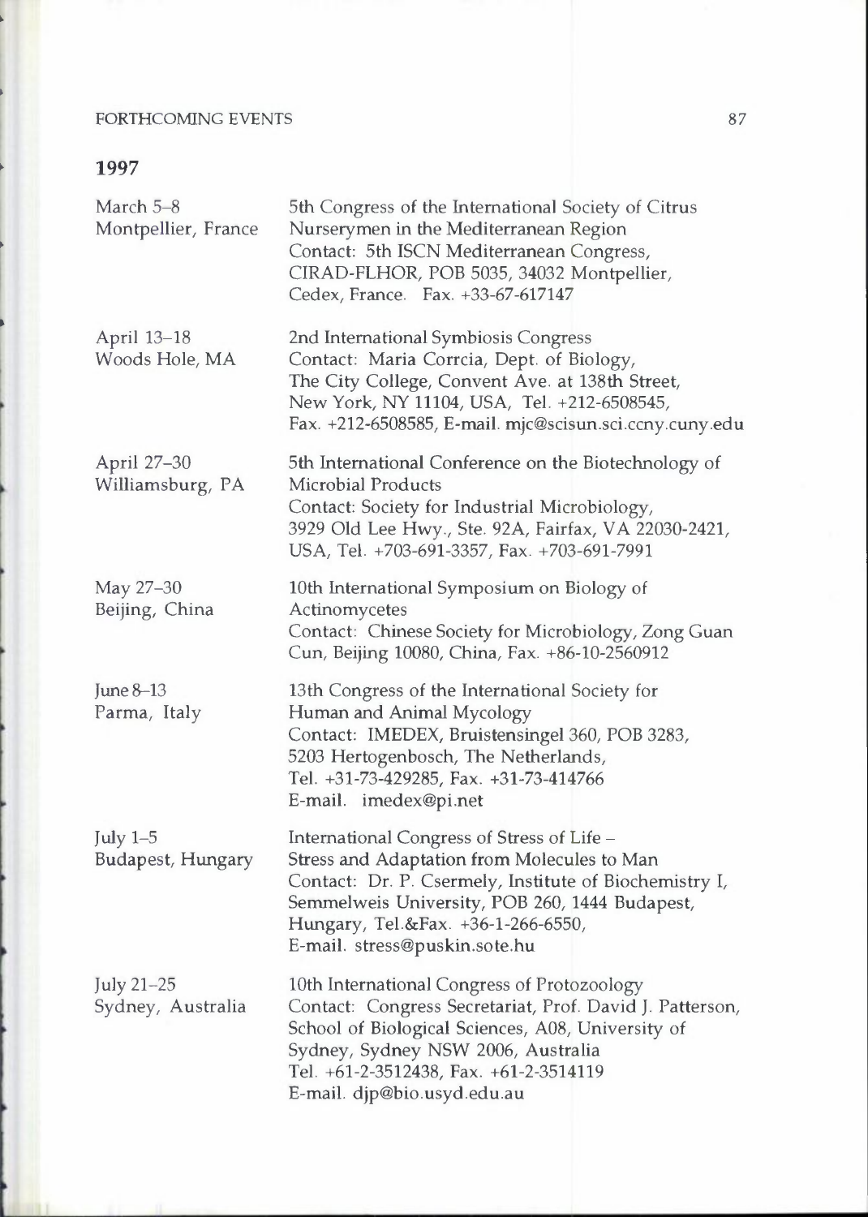## 1997

| | |
|---|---|
| March 5–8<br>Montpellier, France | 5th Congress of the International Society of Citrus Nurserymen in the Mediterranean Region<br>Contact: 5th ISCN Mediterranean Congress, CIRAD-FLHOR, POB 5035, 34032 Montpellier, Cedex, France. Fax. +33-67-617147 |
| April 13–18<br>Woods Hole, MA | 2nd International Symbiosis Congress<br>Contact: Maria Corrcia, Dept. of Biology, The City College, Convent Ave. at 138th Street, New York, NY 11104, USA, Tel. +212-6508545, Fax. +212-6508585, E-mail. mjc@scisun.sci.ccny.cuny.edu |
| April 27–30<br>Williamsburg, PA | 5th International Conference on the Biotechnology of Microbial Products<br>Contact: Society for Industrial Microbiology, 3929 Old Lee Hwy., Ste. 92A, Fairfax, VA 22030-2421, USA, Tel. +703-691-3357, Fax. +703-691-7991 |
| May 27–30<br>Beijing, China | 10th International Symposium on Biology of Actinomycetes<br>Contact: Chinese Society for Microbiology, Zong Guan Cun, Beijing 10080, China, Fax. +86-10-2560912 |
| June 8–13<br>Parma, Italy | 13th Congress of the International Society for Human and Animal Mycology<br>Contact: IMEDEX, Bruistensingel 360, POB 3283, 5203 Hertogenbosch, The Netherlands, Tel. +31-73-429285, Fax. +31-73-414766<br>E-mail. imedex@pi.net |
| July 1–5<br>Budapest, Hungary | International Congress of Stress of Life – Stress and Adaptation from Molecules to Man<br>Contact: Dr. P. Csermely, Institute of Biochemistry I, Semmelweis University, POB 260, 1444 Budapest, Hungary, Tel.&Fax. +36-1-266-6550,<br>E-mail. stress@puskin.sote.hu |
| July 21–25<br>Sydney, Australia | 10th International Congress of Protozoology<br>Contact: Congress Secretariat, Prof. David J. Patterson, School of Biological Sciences, A08, University of Sydney, Sydney NSW 2006, Australia<br>Tel. +61-2-3512438, Fax. +61-2-3514119<br>E-mail. djp@bio.usyd.edu.au |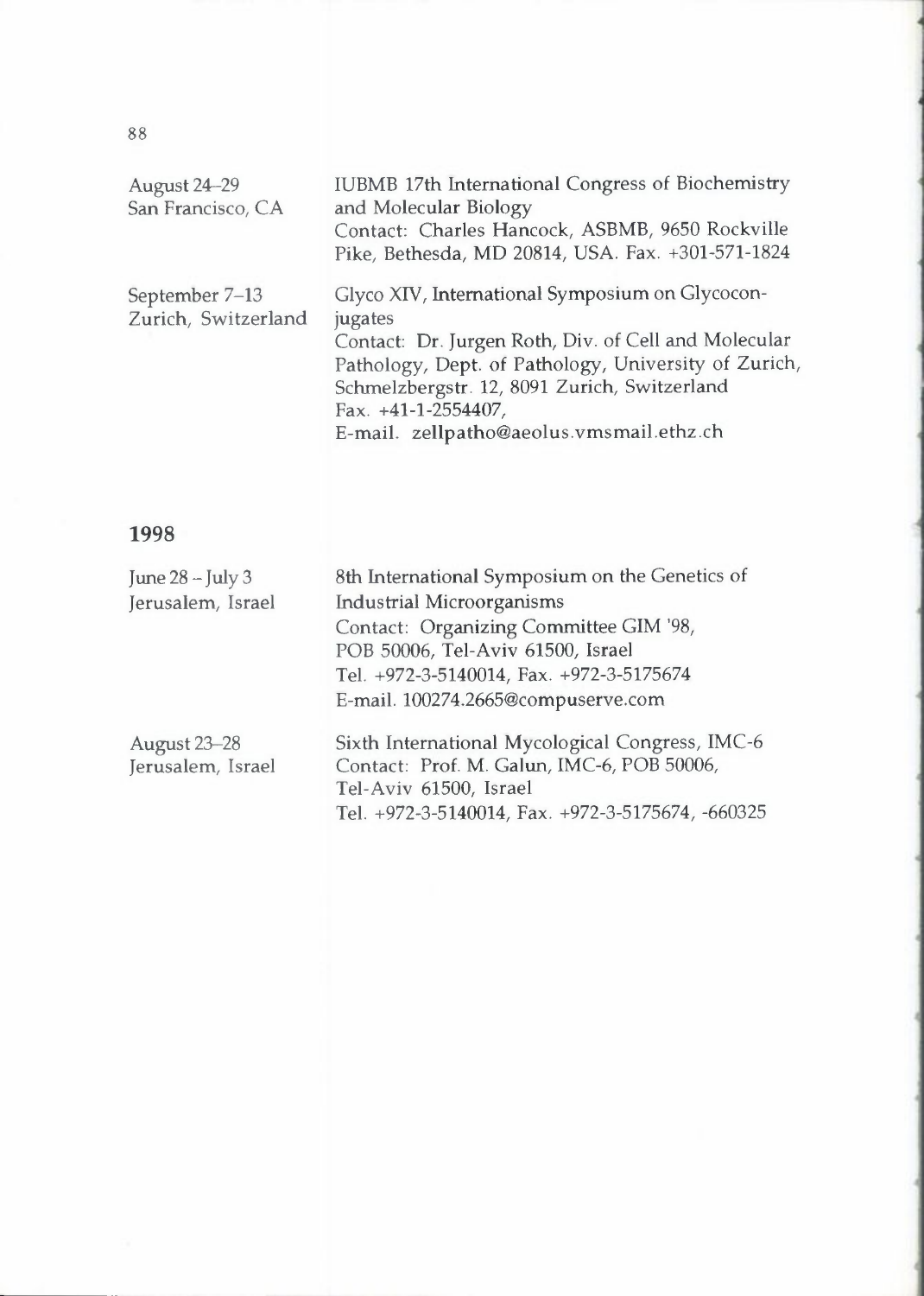August 24–29
San Francisco, CA

IUBMB 17th International Congress of Biochemistry and Molecular Biology
Contact: Charles Hancock, ASBMB, 9650 Rockville Pike, Bethesda, MD 20814, USA. Fax. +301-571-1824

September 7–13
Zurich, Switzerland

Glyco XIV, International Symposium on Glycoconjugates
Contact: Dr. Jurgen Roth, Div. of Cell and Molecular Pathology, Dept. of Pathology, University of Zurich, Schmelzbergstr. 12, 8091 Zurich, Switzerland
Fax. +41-1-2554407,
E-mail. zellpatho@aeolus.vmsmail.ethz.ch

## 1998

June 28 – July 3
Jerusalem, Israel

8th International Symposium on the Genetics of Industrial Microorganisms
Contact: Organizing Committee GIM '98, POB 50006, Tel-Aviv 61500, Israel
Tel. +972-3-5140014, Fax. +972-3-5175674
E-mail. 100274.2665@compuserve.com

August 23–28
Jerusalem, Israel

Sixth International Mycological Congress, IMC-6
Contact: Prof. M. Galun, IMC-6, POB 50006, Tel-Aviv 61500, Israel
Tel. +972-3-5140014, Fax. +972-3-5175674, -660325